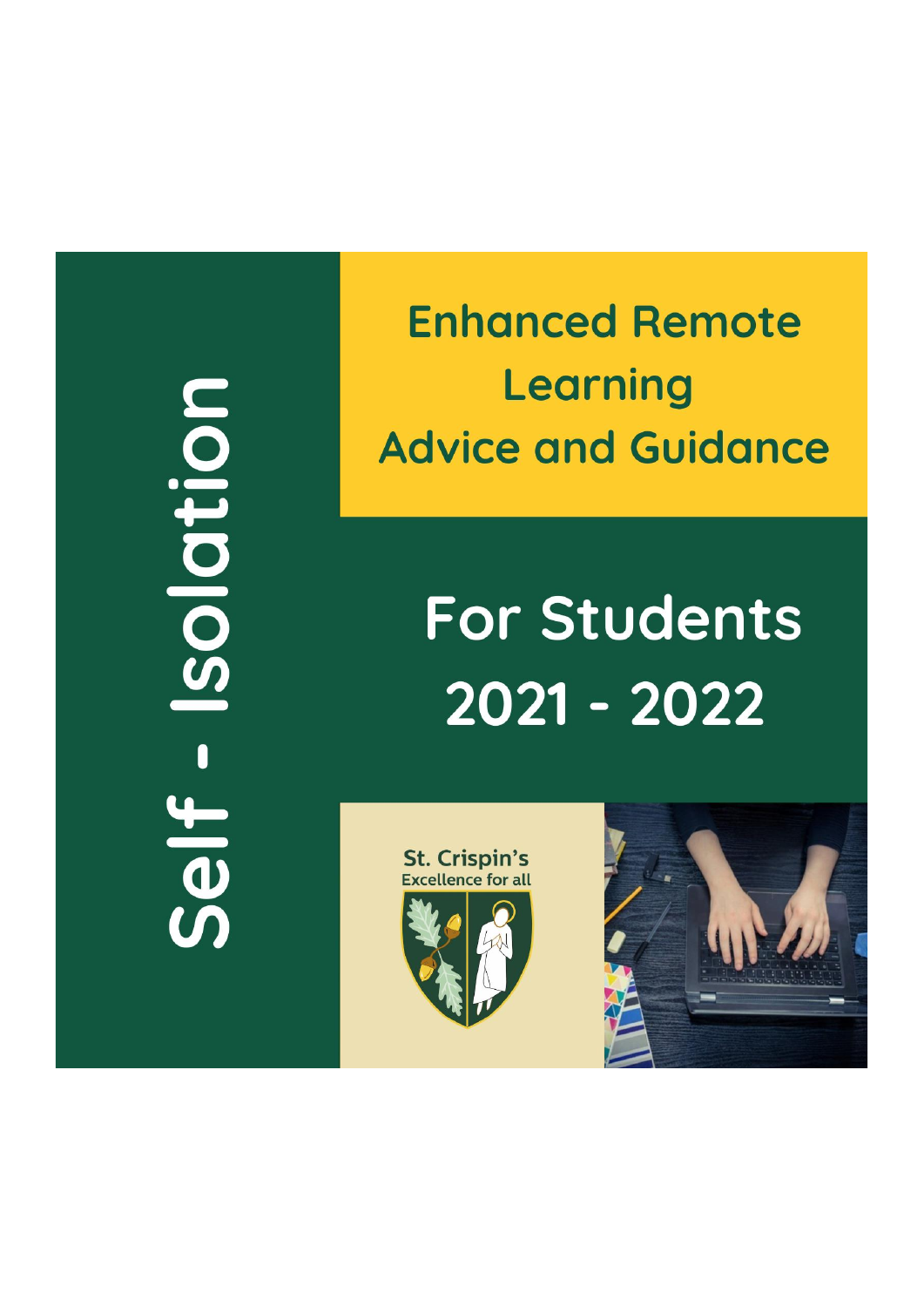# Self - Isolation

# Enhanced Remote Learning Advice and Guidance

## For Students 2021 - 2022

St. Crispin's
Excellence for all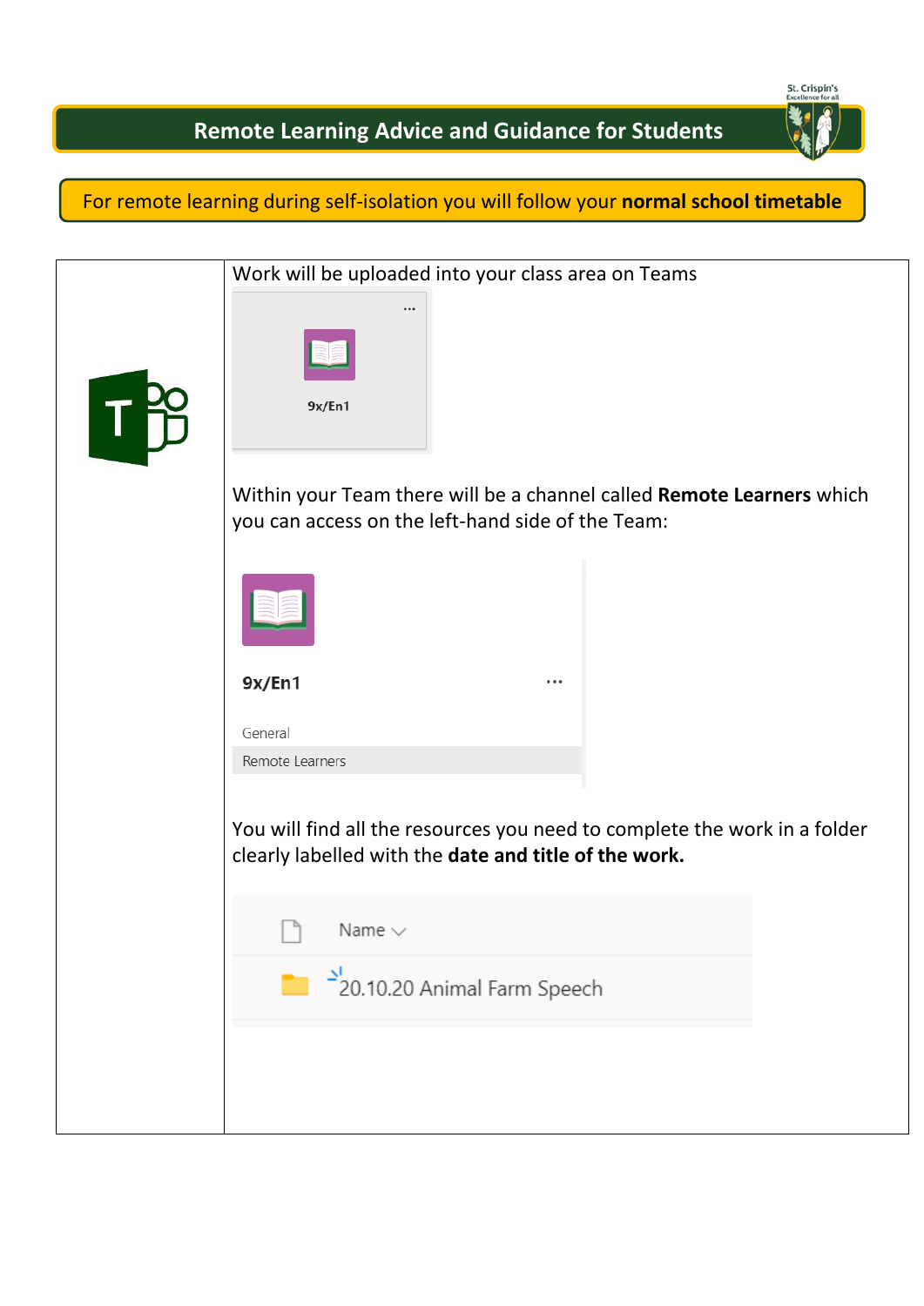# Remote Learning Advice and Guidance for Students

For remote learning during self-isolation you will follow your **normal school timetable**

Work will be uploaded into your class area on Teams

9x/En1

Within your Team there will be a channel called **Remote Learners** which you can access on the left-hand side of the Team:

9x/En1

General

Remote Learners

You will find all the resources you need to complete the work in a folder clearly labelled with the **date and title of the work.**

Name

20.10.20 Animal Farm Speech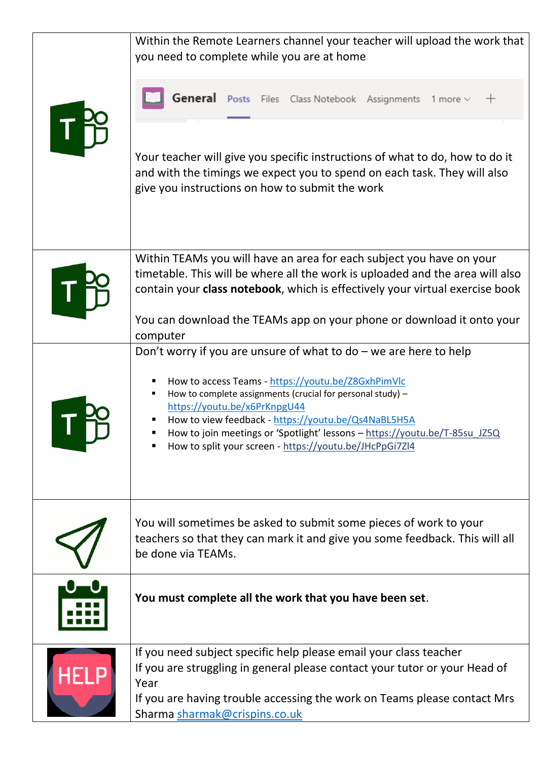| | |
|---|---|
| | Within the Remote Learners channel your teacher will upload the work that you need to complete while you are at home<br><br>General Posts Files Class Notebook Assignments 1 more +<br><br>Your teacher will give you specific instructions of what to do, how to do it and with the timings we expect you to spend on each task. They will also give you instructions on how to submit the work |
| | Within TEAMs you will have an area for each subject you have on your timetable. This will be where all the work is uploaded and the area will also contain your **class notebook**, which is effectively your virtual exercise book<br><br>You can download the TEAMs app on your phone or download it onto your computer |
| | Don't worry if you are unsure of what to do – we are here to help<br><br>- How to access Teams - https://youtu.be/Z8GxhPimVlc<br>- How to complete assignments (crucial for personal study) – https://youtu.be/x6PrKnpgU44<br>- How to view feedback - https://youtu.be/Qs4NaBL5H5A<br>- How to join meetings or 'Spotlight' lessons – https://youtu.be/T-85su_JZ5Q<br>- How to split your screen - https://youtu.be/JHcPpGi7Zl4 |
| | You will sometimes be asked to submit some pieces of work to your teachers so that they can mark it and give you some feedback. This will all be done via TEAMs. |
| | **You must complete all the work that you have been set**. |
| HELP | If you need subject specific help please email your class teacher<br>If you are struggling in general please contact your tutor or your Head of Year<br>If you are having trouble accessing the work on Teams please contact Mrs Sharma sharmak@crispins.co.uk |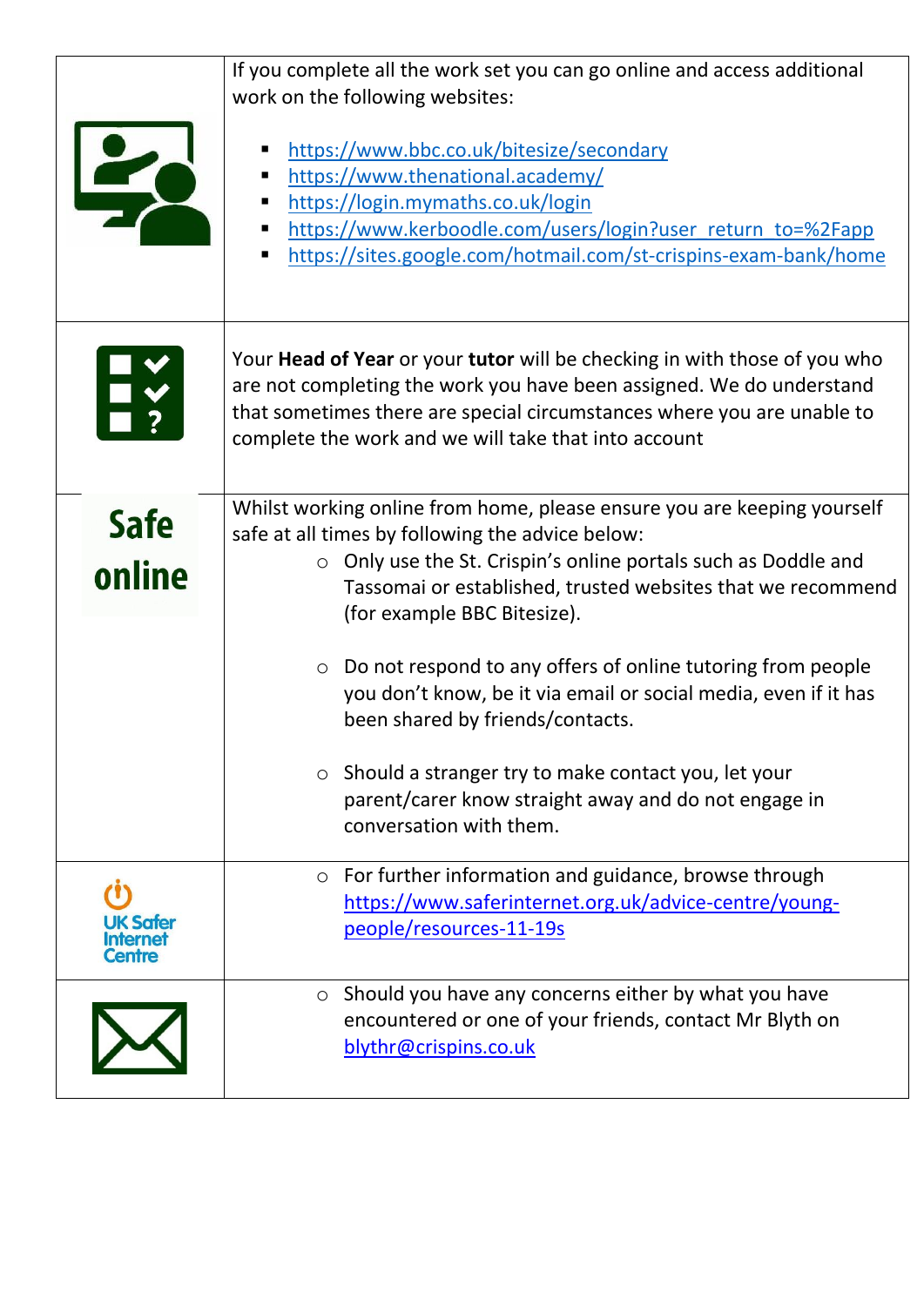| | |
|---|---|
| | If you complete all the work set you can go online and access additional work on the following websites:<br><br>▪ https://www.bbc.co.uk/bitesize/secondary<br>▪ https://www.thenational.academy/<br>▪ https://login.mymaths.co.uk/login<br>▪ https://www.kerboodle.com/users/login?user_return_to=%2Fapp<br>▪ https://sites.google.com/hotmail.com/st-crispins-exam-bank/home |
| | Your **Head of Year** or your **tutor** will be checking in with those of you who are not completing the work you have been assigned. We do understand that sometimes there are special circumstances where you are unable to complete the work and we will take that into account |
| **Safe online** | Whilst working online from home, please ensure you are keeping yourself safe at all times by following the advice below:<br>○ Only use the St. Crispin's online portals such as Doddle and Tassomai or established, trusted websites that we recommend (for example BBC Bitesize).<br><br>○ Do not respond to any offers of online tutoring from people you don't know, be it via email or social media, even if it has been shared by friends/contacts.<br><br>○ Should a stranger try to make contact you, let your parent/carer know straight away and do not engage in conversation with them. |
| UK Safer Internet Centre | ○ For further information and guidance, browse through https://www.saferinternet.org.uk/advice-centre/young-people/resources-11-19s |
| | ○ Should you have any concerns either by what you have encountered or one of your friends, contact Mr Blyth on blythr@crispins.co.uk |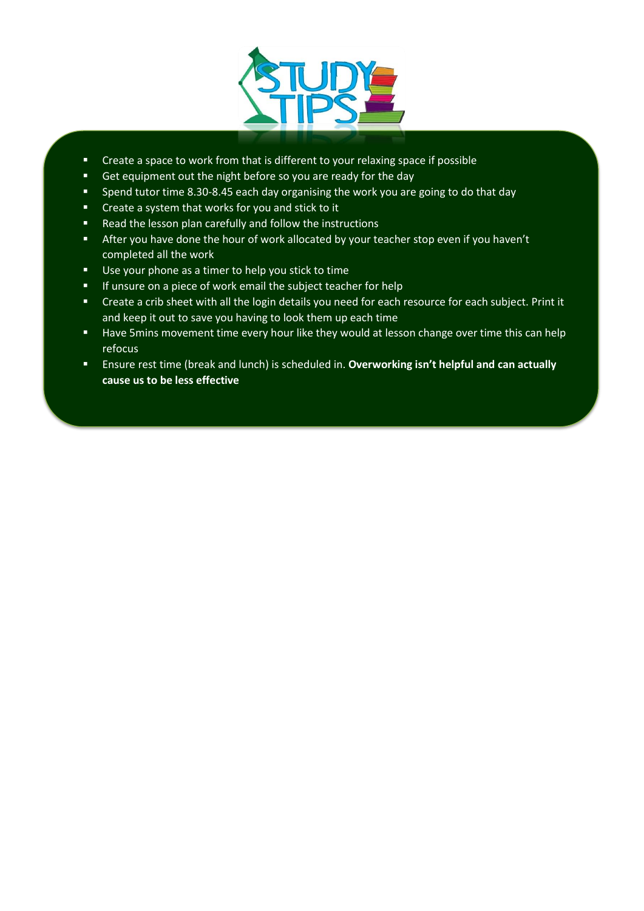# STUDY TIPS

- Create a space to work from that is different to your relaxing space if possible
- Get equipment out the night before so you are ready for the day
- Spend tutor time 8.30-8.45 each day organising the work you are going to do that day
- Create a system that works for you and stick to it
- Read the lesson plan carefully and follow the instructions
- After you have done the hour of work allocated by your teacher stop even if you haven't completed all the work
- Use your phone as a timer to help you stick to time
- If unsure on a piece of work email the subject teacher for help
- Create a crib sheet with all the login details you need for each resource for each subject. Print it and keep it out to save you having to look them up each time
- Have 5mins movement time every hour like they would at lesson change over time this can help refocus
- Ensure rest time (break and lunch) is scheduled in. **Overworking isn't helpful and can actually cause us to be less effective**